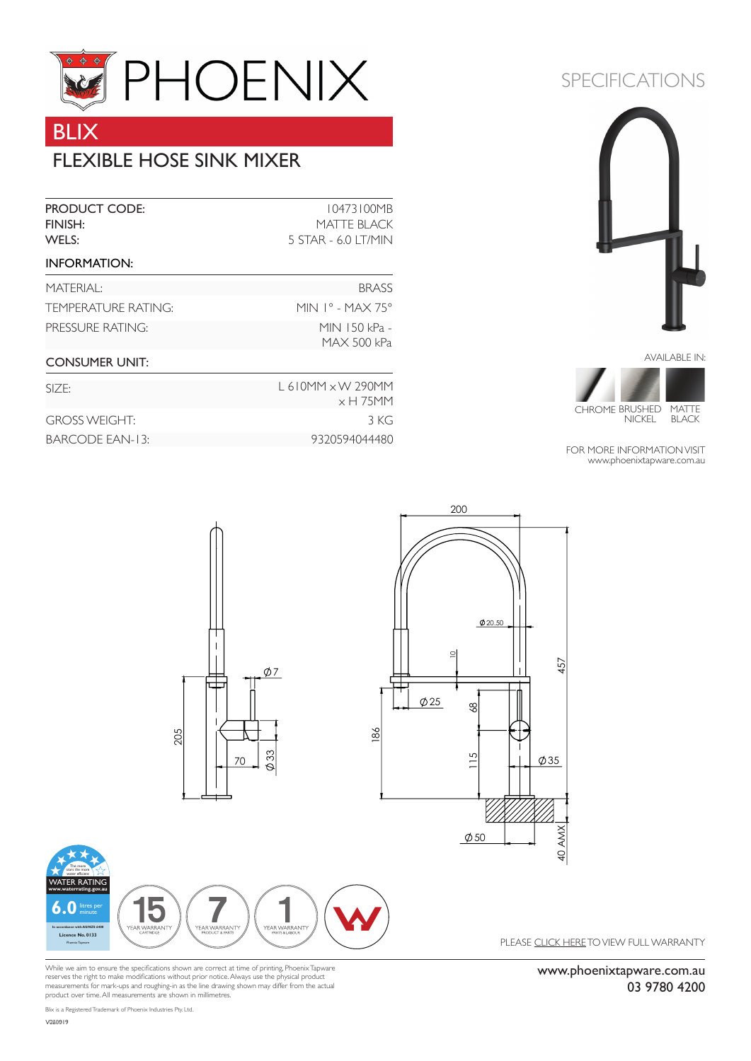# PHOENIX

## BLIX

## FLEXIBLE HOSE SINK MIXER

| | |
|---|---|
| PRODUCT CODE: | 10473100MB |
| FINISH: | MATTE BLACK |
| WELS: | 5 STAR - 6.0 LT/MIN |

### INFORMATION:

| | |
|---|---|
| MATERIAL: | BRASS |
| TEMPERATURE RATING: | MIN 1° - MAX 75° |
| PRESSURE RATING: | MIN 150 kPa - MAX 500 kPa |

### CONSUMER UNIT:

| | |
|---|---|
| SIZE: | L 610MM x W 290MM x H 75MM |
| GROSS WEIGHT: | 3 KG |
| BARCODE EAN-13: | 9320594044480 |

## SPECIFICATIONS

AVAILABLE IN:

CHROME BRUSHED NICKEL MATTE BLACK

FOR MORE INFORMATION VISIT www.phoenixtapware.com.au

200 Ø20.50 10 457 Ø7 Ø25 68 205 186 115 Ø35 70 Ø33 Ø50 40 AMX

WATER RATING www.waterrating.gov.au 6.0 litres per minute Licence No. 0133

15 YEAR WARRANTY CARTRIDGE

7 YEAR WARRANTY PRODUCT & PARTS

1 YEAR WARRANTY PARTS & LABOUR

PLEASE CLICK HERE TO VIEW FULL WARRANTY

While we aim to ensure the specifications shown are correct at time of printing, Phoenix Tapware reserves the right to make modifications without prior notice. Always use the physical product measurements for mark-ups and roughing-in as the line drawing shown may differ from the actual product over time. All measurements are shown in millimetres.

Blix is a Registered Trademark of Phoenix Industries Pty. Ltd.

V080019

www.phoenixtapware.com.au
03 9780 4200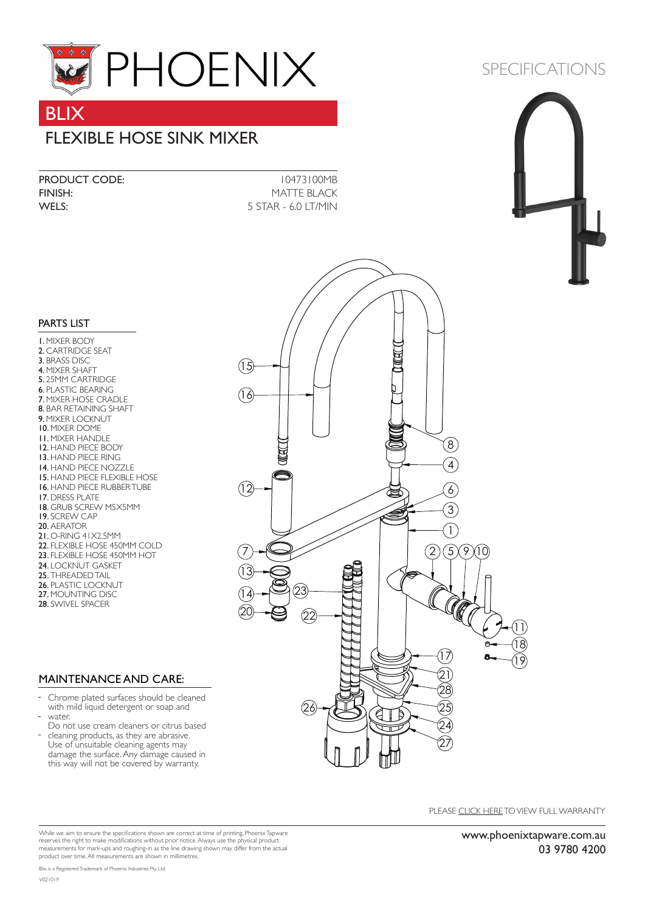# PHOENIX

## BLIX

## FLEXIBLE HOSE SINK MIXER

SPECIFICATIONS

| | |
|---|---|
| PRODUCT CODE: | 10473100MB |
| FINISH: | MATTE BLACK |
| WELS: | 5 STAR - 6.0 LT/MIN |

### PARTS LIST

1. MIXER BODY
2. CARTRIDGE SEAT
3. BRASS DISC
4. MIXER SHAFT
5. 25MM CARTRIDGE
6. PLASTIC BEARING
7. MIXER HOSE CRADLE
8. BAR RETAINING SHAFT
9. MIXER LOCKNUT
10. MIXER DOME
11. MIXER HANDLE
12. HAND PIECE BODY
13. HAND PIECE RING
14. HAND PIECE NOZZLE
15. HAND PIECE FLEXIBLE HOSE
16. HAND PIECE RUBBER TUBE
17. DRESS PLATE
18. GRUB SCREW M5X5MM
19. SCREW CAP
20. AERATOR
21. O-RING 41X2.5MM
22. FLEXIBLE HOSE 450MM COLD
23. FLEXIBLE HOSE 450MM HOT
24. LOCKNUT GASKET
25. THREADED TAIL
26. PLASTIC LOCKNUT
27. MOUNTING DISC
28. SWIVEL SPACER

15
16
12
7
13
14
20
23
22
26
8
4
6
3
1
2
5
9
10
11
18
19
17
21
28
25
24
27

### MAINTENANCE AND CARE:

- Chrome plated surfaces should be cleaned with mild liquid detergent or soap and water.
- Do not use cream cleaners or citrus based cleaning products, as they are abrasive.
- Use of unsuitable cleaning agents may damage the surface. Any damage caused in this way will not be covered by warranty.

PLEASE CLICK HERE TO VIEW FULL WARRANTY

While we aim to ensure the specifications shown are correct at time of printing, Phoenix Tapware reserves the right to make modifications without prior notice. Always use the physical product measurements for mark-ups and roughing-in as the line drawing shown may differ from the actual product over time. All measurements are shown in millimetres.

Blix is a Registered Trademark of Phoenix Industries Pty. Ltd.

V021019

www.phoenixtapware.com.au
03 9780 4200